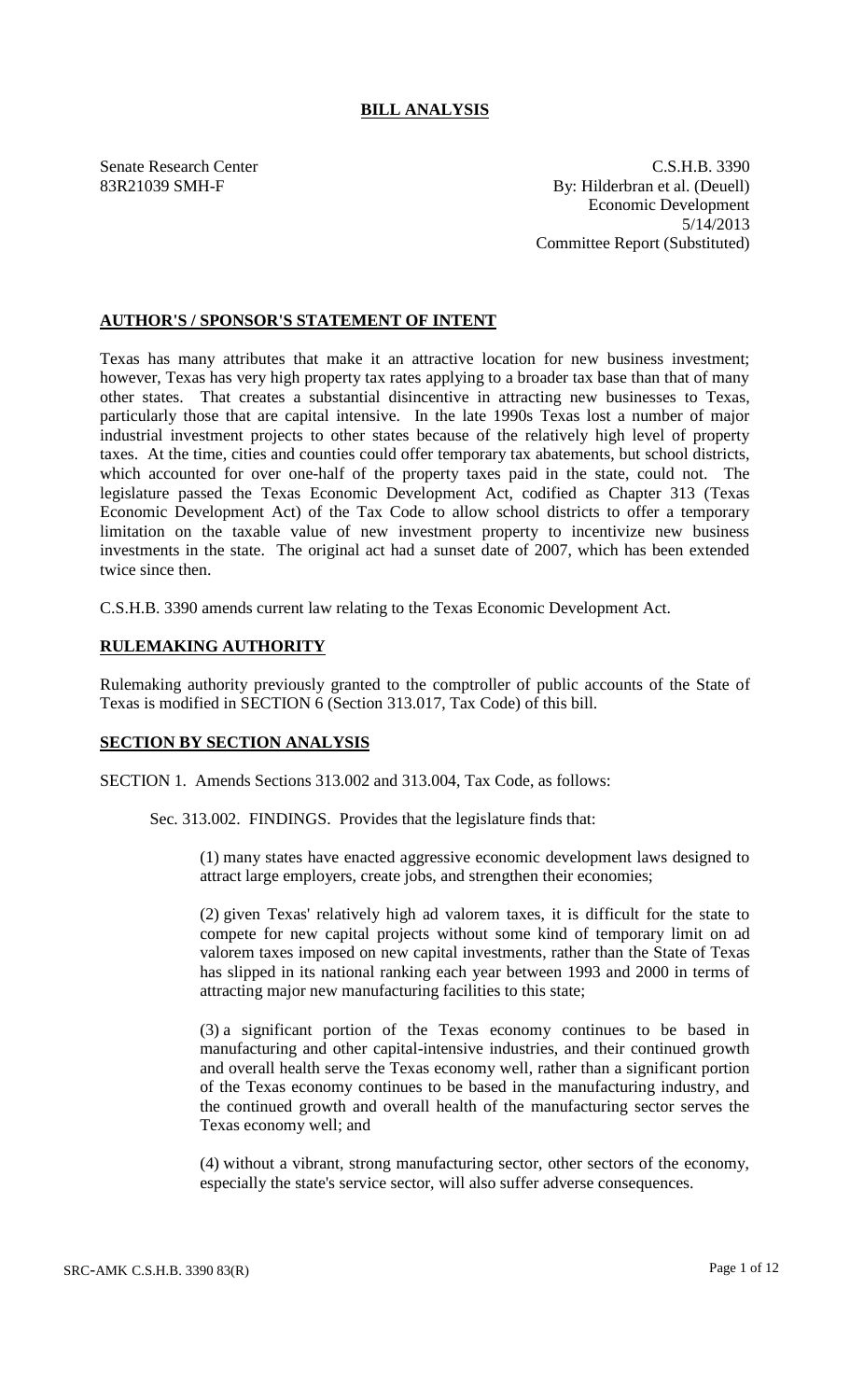## BILL ANALYSIS

Senate Research Center
83R21039 SMH-F

C.S.H.B. 3390
By: Hilderbran et al. (Deuell)
Economic Development
5/14/2013
Committee Report (Substituted)

### AUTHOR'S / SPONSOR'S STATEMENT OF INTENT

Texas has many attributes that make it an attractive location for new business investment; however, Texas has very high property tax rates applying to a broader tax base than that of many other states. That creates a substantial disincentive in attracting new businesses to Texas, particularly those that are capital intensive. In the late 1990s Texas lost a number of major industrial investment projects to other states because of the relatively high level of property taxes. At the time, cities and counties could offer temporary tax abatements, but school districts, which accounted for over one-half of the property taxes paid in the state, could not. The legislature passed the Texas Economic Development Act, codified as Chapter 313 (Texas Economic Development Act) of the Tax Code to allow school districts to offer a temporary limitation on the taxable value of new investment property to incentivize new business investments in the state. The original act had a sunset date of 2007, which has been extended twice since then.

C.S.H.B. 3390 amends current law relating to the Texas Economic Development Act.

### RULEMAKING AUTHORITY

Rulemaking authority previously granted to the comptroller of public accounts of the State of Texas is modified in SECTION 6 (Section 313.017, Tax Code) of this bill.

### SECTION BY SECTION ANALYSIS

SECTION 1. Amends Sections 313.002 and 313.004, Tax Code, as follows:

Sec. 313.002. FINDINGS. Provides that the legislature finds that:

(1) many states have enacted aggressive economic development laws designed to attract large employers, create jobs, and strengthen their economies;

(2) given Texas' relatively high ad valorem taxes, it is difficult for the state to compete for new capital projects without some kind of temporary limit on ad valorem taxes imposed on new capital investments, rather than the State of Texas has slipped in its national ranking each year between 1993 and 2000 in terms of attracting major new manufacturing facilities to this state;

(3) a significant portion of the Texas economy continues to be based in manufacturing and other capital-intensive industries, and their continued growth and overall health serve the Texas economy well, rather than a significant portion of the Texas economy continues to be based in the manufacturing industry, and the continued growth and overall health of the manufacturing sector serves the Texas economy well; and

(4) without a vibrant, strong manufacturing sector, other sectors of the economy, especially the state's service sector, will also suffer adverse consequences.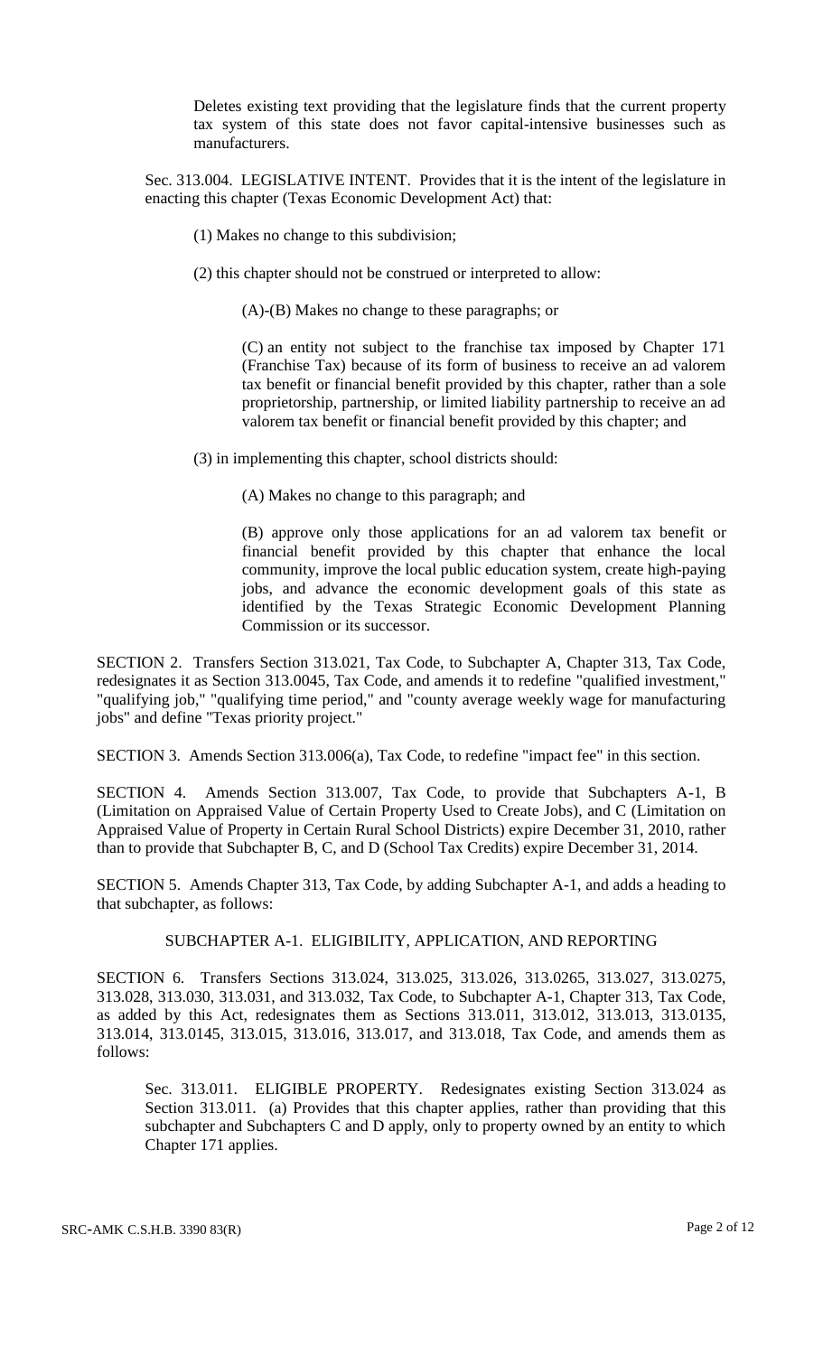Deletes existing text providing that the legislature finds that the current property tax system of this state does not favor capital-intensive businesses such as manufacturers.

Sec. 313.004. LEGISLATIVE INTENT. Provides that it is the intent of the legislature in enacting this chapter (Texas Economic Development Act) that:

(1) Makes no change to this subdivision;

(2) this chapter should not be construed or interpreted to allow:

(A)-(B) Makes no change to these paragraphs; or

(C) an entity not subject to the franchise tax imposed by Chapter 171 (Franchise Tax) because of its form of business to receive an ad valorem tax benefit or financial benefit provided by this chapter, rather than a sole proprietorship, partnership, or limited liability partnership to receive an ad valorem tax benefit or financial benefit provided by this chapter; and

(3) in implementing this chapter, school districts should:

(A) Makes no change to this paragraph; and

(B) approve only those applications for an ad valorem tax benefit or financial benefit provided by this chapter that enhance the local community, improve the local public education system, create high-paying jobs, and advance the economic development goals of this state as identified by the Texas Strategic Economic Development Planning Commission or its successor.

SECTION 2. Transfers Section 313.021, Tax Code, to Subchapter A, Chapter 313, Tax Code, redesignates it as Section 313.0045, Tax Code, and amends it to redefine "qualified investment," "qualifying job," "qualifying time period," and "county average weekly wage for manufacturing jobs" and define "Texas priority project."

SECTION 3. Amends Section 313.006(a), Tax Code, to redefine "impact fee" in this section.

SECTION 4. Amends Section 313.007, Tax Code, to provide that Subchapters A-1, B (Limitation on Appraised Value of Certain Property Used to Create Jobs), and C (Limitation on Appraised Value of Property in Certain Rural School Districts) expire December 31, 2010, rather than to provide that Subchapter B, C, and D (School Tax Credits) expire December 31, 2014.

SECTION 5. Amends Chapter 313, Tax Code, by adding Subchapter A-1, and adds a heading to that subchapter, as follows:

SUBCHAPTER A-1. ELIGIBILITY, APPLICATION, AND REPORTING

SECTION 6. Transfers Sections 313.024, 313.025, 313.026, 313.0265, 313.027, 313.0275, 313.028, 313.030, 313.031, and 313.032, Tax Code, to Subchapter A-1, Chapter 313, Tax Code, as added by this Act, redesignates them as Sections 313.011, 313.012, 313.013, 313.0135, 313.014, 313.0145, 313.015, 313.016, 313.017, and 313.018, Tax Code, and amends them as follows:

Sec. 313.011. ELIGIBLE PROPERTY. Redesignates existing Section 313.024 as Section 313.011. (a) Provides that this chapter applies, rather than providing that this subchapter and Subchapters C and D apply, only to property owned by an entity to which Chapter 171 applies.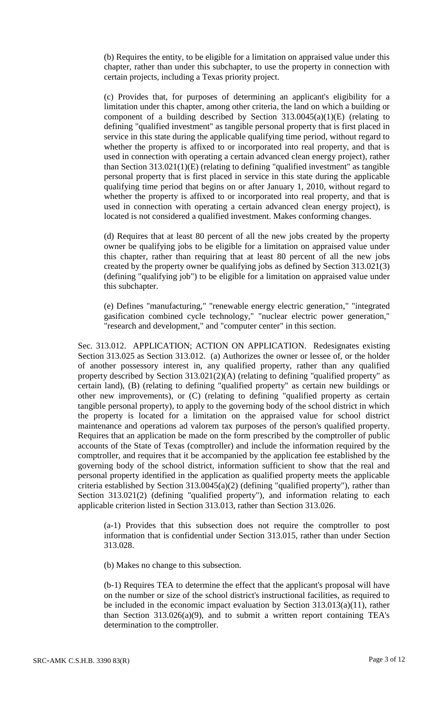(b) Requires the entity, to be eligible for a limitation on appraised value under this chapter, rather than under this subchapter, to use the property in connection with certain projects, including a Texas priority project.

(c) Provides that, for purposes of determining an applicant's eligibility for a limitation under this chapter, among other criteria, the land on which a building or component of a building described by Section 313.0045(a)(1)(E) (relating to defining "qualified investment" as tangible personal property that is first placed in service in this state during the applicable qualifying time period, without regard to whether the property is affixed to or incorporated into real property, and that is used in connection with operating a certain advanced clean energy project), rather than Section 313.021(1)(E) (relating to defining "qualified investment" as tangible personal property that is first placed in service in this state during the applicable qualifying time period that begins on or after January 1, 2010, without regard to whether the property is affixed to or incorporated into real property, and that is used in connection with operating a certain advanced clean energy project), is located is not considered a qualified investment. Makes conforming changes.

(d) Requires that at least 80 percent of all the new jobs created by the property owner be qualifying jobs to be eligible for a limitation on appraised value under this chapter, rather than requiring that at least 80 percent of all the new jobs created by the property owner be qualifying jobs as defined by Section 313.021(3) (defining "qualifying job") to be eligible for a limitation on appraised value under this subchapter.

(e) Defines "manufacturing," "renewable energy electric generation," "integrated gasification combined cycle technology," "nuclear electric power generation," "research and development," and "computer center" in this section.

Sec. 313.012. APPLICATION; ACTION ON APPLICATION. Redesignates existing Section 313.025 as Section 313.012. (a) Authorizes the owner or lessee of, or the holder of another possessory interest in, any qualified property, rather than any qualified property described by Section 313.021(2)(A) (relating to defining "qualified property" as certain land), (B) (relating to defining "qualified property" as certain new buildings or other new improvements), or (C) (relating to defining "qualified property as certain tangible personal property), to apply to the governing body of the school district in which the property is located for a limitation on the appraised value for school district maintenance and operations ad valorem tax purposes of the person's qualified property. Requires that an application be made on the form prescribed by the comptroller of public accounts of the State of Texas (comptroller) and include the information required by the comptroller, and requires that it be accompanied by the application fee established by the governing body of the school district, information sufficient to show that the real and personal property identified in the application as qualified property meets the applicable criteria established by Section 313.0045(a)(2) (defining "qualified property"), rather than Section 313.021(2) (defining "qualified property"), and information relating to each applicable criterion listed in Section 313.013, rather than Section 313.026.

(a-1) Provides that this subsection does not require the comptroller to post information that is confidential under Section 313.015, rather than under Section 313.028.

(b) Makes no change to this subsection.

(b-1) Requires TEA to determine the effect that the applicant's proposal will have on the number or size of the school district's instructional facilities, as required to be included in the economic impact evaluation by Section 313.013(a)(11), rather than Section 313.026(a)(9), and to submit a written report containing TEA's determination to the comptroller.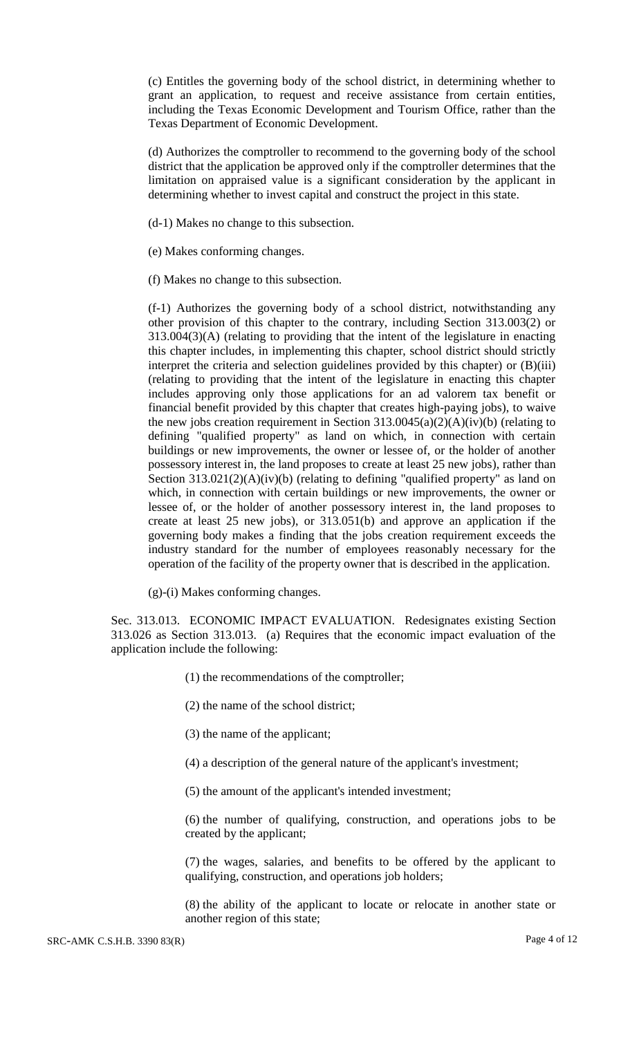(c) Entitles the governing body of the school district, in determining whether to grant an application, to request and receive assistance from certain entities, including the Texas Economic Development and Tourism Office, rather than the Texas Department of Economic Development.

(d) Authorizes the comptroller to recommend to the governing body of the school district that the application be approved only if the comptroller determines that the limitation on appraised value is a significant consideration by the applicant in determining whether to invest capital and construct the project in this state.

(d-1) Makes no change to this subsection.

(e) Makes conforming changes.

(f) Makes no change to this subsection.

(f-1) Authorizes the governing body of a school district, notwithstanding any other provision of this chapter to the contrary, including Section 313.003(2) or 313.004(3)(A) (relating to providing that the intent of the legislature in enacting this chapter includes, in implementing this chapter, school district should strictly interpret the criteria and selection guidelines provided by this chapter) or (B)(iii) (relating to providing that the intent of the legislature in enacting this chapter includes approving only those applications for an ad valorem tax benefit or financial benefit provided by this chapter that creates high-paying jobs), to waive the new jobs creation requirement in Section 313.0045(a)(2)(A)(iv)(b) (relating to defining "qualified property" as land on which, in connection with certain buildings or new improvements, the owner or lessee of, or the holder of another possessory interest in, the land proposes to create at least 25 new jobs), rather than Section 313.021(2)(A)(iv)(b) (relating to defining "qualified property" as land on which, in connection with certain buildings or new improvements, the owner or lessee of, or the holder of another possessory interest in, the land proposes to create at least 25 new jobs), or 313.051(b) and approve an application if the governing body makes a finding that the jobs creation requirement exceeds the industry standard for the number of employees reasonably necessary for the operation of the facility of the property owner that is described in the application.

(g)-(i) Makes conforming changes.

Sec. 313.013. ECONOMIC IMPACT EVALUATION. Redesignates existing Section 313.026 as Section 313.013. (a) Requires that the economic impact evaluation of the application include the following:

(1) the recommendations of the comptroller;

(2) the name of the school district;

(3) the name of the applicant;

(4) a description of the general nature of the applicant's investment;

(5) the amount of the applicant's intended investment;

(6) the number of qualifying, construction, and operations jobs to be created by the applicant;

(7) the wages, salaries, and benefits to be offered by the applicant to qualifying, construction, and operations job holders;

(8) the ability of the applicant to locate or relocate in another state or another region of this state;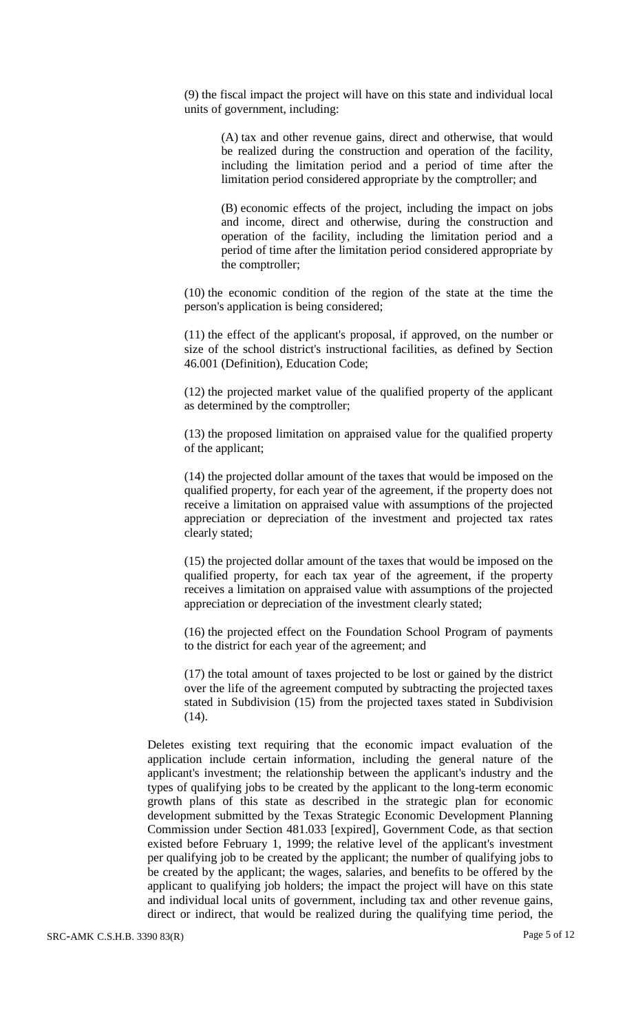(9) the fiscal impact the project will have on this state and individual local units of government, including:

(A) tax and other revenue gains, direct and otherwise, that would be realized during the construction and operation of the facility, including the limitation period and a period of time after the limitation period considered appropriate by the comptroller; and

(B) economic effects of the project, including the impact on jobs and income, direct and otherwise, during the construction and operation of the facility, including the limitation period and a period of time after the limitation period considered appropriate by the comptroller;

(10) the economic condition of the region of the state at the time the person's application is being considered;

(11) the effect of the applicant's proposal, if approved, on the number or size of the school district's instructional facilities, as defined by Section 46.001 (Definition), Education Code;

(12) the projected market value of the qualified property of the applicant as determined by the comptroller;

(13) the proposed limitation on appraised value for the qualified property of the applicant;

(14) the projected dollar amount of the taxes that would be imposed on the qualified property, for each year of the agreement, if the property does not receive a limitation on appraised value with assumptions of the projected appreciation or depreciation of the investment and projected tax rates clearly stated;

(15) the projected dollar amount of the taxes that would be imposed on the qualified property, for each tax year of the agreement, if the property receives a limitation on appraised value with assumptions of the projected appreciation or depreciation of the investment clearly stated;

(16) the projected effect on the Foundation School Program of payments to the district for each year of the agreement; and

(17) the total amount of taxes projected to be lost or gained by the district over the life of the agreement computed by subtracting the projected taxes stated in Subdivision (15) from the projected taxes stated in Subdivision (14).

Deletes existing text requiring that the economic impact evaluation of the application include certain information, including the general nature of the applicant's investment; the relationship between the applicant's industry and the types of qualifying jobs to be created by the applicant to the long-term economic growth plans of this state as described in the strategic plan for economic development submitted by the Texas Strategic Economic Development Planning Commission under Section 481.033 [expired], Government Code, as that section existed before February 1, 1999; the relative level of the applicant's investment per qualifying job to be created by the applicant; the number of qualifying jobs to be created by the applicant; the wages, salaries, and benefits to be offered by the applicant to qualifying job holders; the impact the project will have on this state and individual local units of government, including tax and other revenue gains, direct or indirect, that would be realized during the qualifying time period, the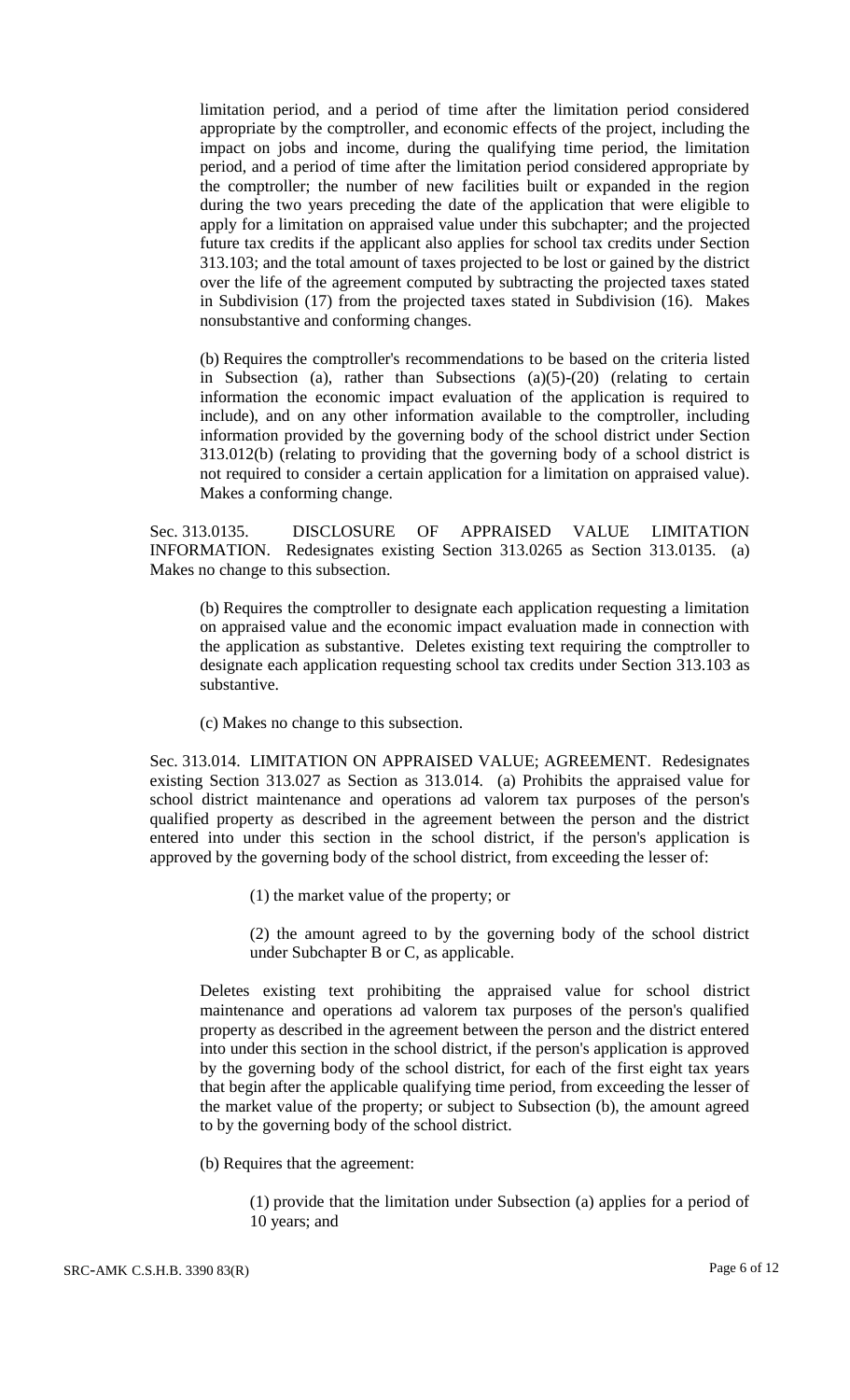limitation period, and a period of time after the limitation period considered appropriate by the comptroller, and economic effects of the project, including the impact on jobs and income, during the qualifying time period, the limitation period, and a period of time after the limitation period considered appropriate by the comptroller; the number of new facilities built or expanded in the region during the two years preceding the date of the application that were eligible to apply for a limitation on appraised value under this subchapter; and the projected future tax credits if the applicant also applies for school tax credits under Section 313.103; and the total amount of taxes projected to be lost or gained by the district over the life of the agreement computed by subtracting the projected taxes stated in Subdivision (17) from the projected taxes stated in Subdivision (16). Makes nonsubstantive and conforming changes.

(b) Requires the comptroller's recommendations to be based on the criteria listed in Subsection (a), rather than Subsections (a)(5)-(20) (relating to certain information the economic impact evaluation of the application is required to include), and on any other information available to the comptroller, including information provided by the governing body of the school district under Section 313.012(b) (relating to providing that the governing body of a school district is not required to consider a certain application for a limitation on appraised value). Makes a conforming change.

Sec. 313.0135. DISCLOSURE OF APPRAISED VALUE LIMITATION INFORMATION. Redesignates existing Section 313.0265 as Section 313.0135. (a) Makes no change to this subsection.

(b) Requires the comptroller to designate each application requesting a limitation on appraised value and the economic impact evaluation made in connection with the application as substantive. Deletes existing text requiring the comptroller to designate each application requesting school tax credits under Section 313.103 as substantive.

(c) Makes no change to this subsection.

Sec. 313.014. LIMITATION ON APPRAISED VALUE; AGREEMENT. Redesignates existing Section 313.027 as Section as 313.014. (a) Prohibits the appraised value for school district maintenance and operations ad valorem tax purposes of the person's qualified property as described in the agreement between the person and the district entered into under this section in the school district, if the person's application is approved by the governing body of the school district, from exceeding the lesser of:

(1) the market value of the property; or

(2) the amount agreed to by the governing body of the school district under Subchapter B or C, as applicable.

Deletes existing text prohibiting the appraised value for school district maintenance and operations ad valorem tax purposes of the person's qualified property as described in the agreement between the person and the district entered into under this section in the school district, if the person's application is approved by the governing body of the school district, for each of the first eight tax years that begin after the applicable qualifying time period, from exceeding the lesser of the market value of the property; or subject to Subsection (b), the amount agreed to by the governing body of the school district.

(b) Requires that the agreement:

(1) provide that the limitation under Subsection (a) applies for a period of 10 years; and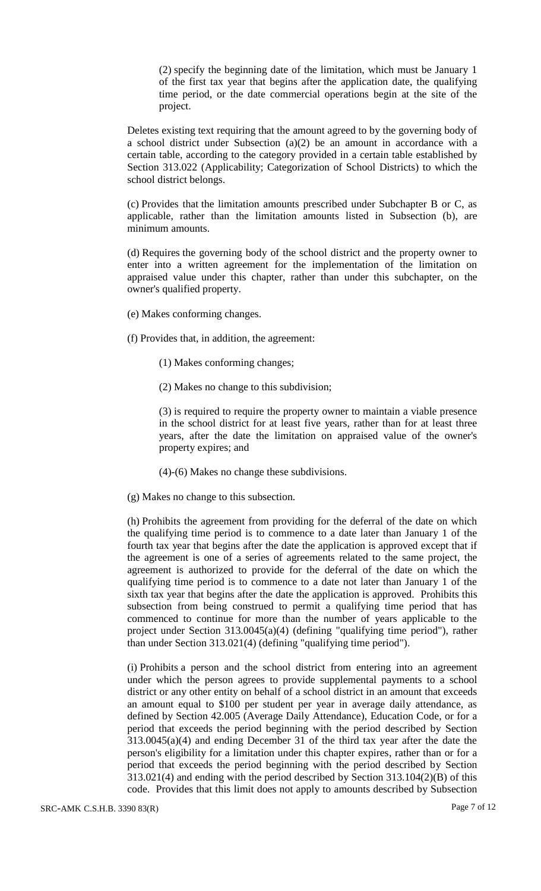(2) specify the beginning date of the limitation, which must be January 1 of the first tax year that begins after the application date, the qualifying time period, or the date commercial operations begin at the site of the project.

Deletes existing text requiring that the amount agreed to by the governing body of a school district under Subsection (a)(2) be an amount in accordance with a certain table, according to the category provided in a certain table established by Section 313.022 (Applicability; Categorization of School Districts) to which the school district belongs.

(c) Provides that the limitation amounts prescribed under Subchapter B or C, as applicable, rather than the limitation amounts listed in Subsection (b), are minimum amounts.

(d) Requires the governing body of the school district and the property owner to enter into a written agreement for the implementation of the limitation on appraised value under this chapter, rather than under this subchapter, on the owner's qualified property.

(e) Makes conforming changes.

(f) Provides that, in addition, the agreement:

(1) Makes conforming changes;

(2) Makes no change to this subdivision;

(3) is required to require the property owner to maintain a viable presence in the school district for at least five years, rather than for at least three years, after the date the limitation on appraised value of the owner's property expires; and

(4)-(6) Makes no change these subdivisions.

(g) Makes no change to this subsection.

(h) Prohibits the agreement from providing for the deferral of the date on which the qualifying time period is to commence to a date later than January 1 of the fourth tax year that begins after the date the application is approved except that if the agreement is one of a series of agreements related to the same project, the agreement is authorized to provide for the deferral of the date on which the qualifying time period is to commence to a date not later than January 1 of the sixth tax year that begins after the date the application is approved. Prohibits this subsection from being construed to permit a qualifying time period that has commenced to continue for more than the number of years applicable to the project under Section 313.0045(a)(4) (defining "qualifying time period"), rather than under Section 313.021(4) (defining "qualifying time period").

(i) Prohibits a person and the school district from entering into an agreement under which the person agrees to provide supplemental payments to a school district or any other entity on behalf of a school district in an amount that exceeds an amount equal to $100 per student per year in average daily attendance, as defined by Section 42.005 (Average Daily Attendance), Education Code, or for a period that exceeds the period beginning with the period described by Section 313.0045(a)(4) and ending December 31 of the third tax year after the date the person's eligibility for a limitation under this chapter expires, rather than or for a period that exceeds the period beginning with the period described by Section 313.021(4) and ending with the period described by Section 313.104(2)(B) of this code. Provides that this limit does not apply to amounts described by Subsection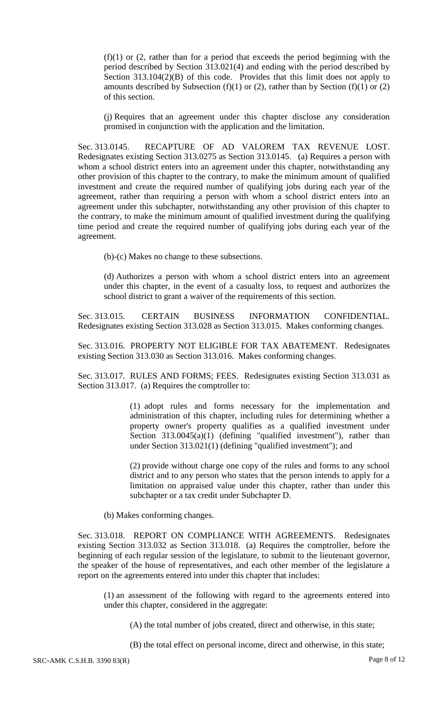(f)(1) or (2, rather than for a period that exceeds the period beginning with the period described by Section 313.021(4) and ending with the period described by Section 313.104(2)(B) of this code. Provides that this limit does not apply to amounts described by Subsection (f)(1) or (2), rather than by Section (f)(1) or (2) of this section.

(j) Requires that an agreement under this chapter disclose any consideration promised in conjunction with the application and the limitation.

Sec. 313.0145. RECAPTURE OF AD VALOREM TAX REVENUE LOST. Redesignates existing Section 313.0275 as Section 313.0145. (a) Requires a person with whom a school district enters into an agreement under this chapter, notwithstanding any other provision of this chapter to the contrary, to make the minimum amount of qualified investment and create the required number of qualifying jobs during each year of the agreement, rather than requiring a person with whom a school district enters into an agreement under this subchapter, notwithstanding any other provision of this chapter to the contrary, to make the minimum amount of qualified investment during the qualifying time period and create the required number of qualifying jobs during each year of the agreement.

(b)-(c) Makes no change to these subsections.

(d) Authorizes a person with whom a school district enters into an agreement under this chapter, in the event of a casualty loss, to request and authorizes the school district to grant a waiver of the requirements of this section.

Sec. 313.015. CERTAIN BUSINESS INFORMATION CONFIDENTIAL. Redesignates existing Section 313.028 as Section 313.015. Makes conforming changes.

Sec. 313.016. PROPERTY NOT ELIGIBLE FOR TAX ABATEMENT. Redesignates existing Section 313.030 as Section 313.016. Makes conforming changes.

Sec. 313.017. RULES AND FORMS; FEES. Redesignates existing Section 313.031 as Section 313.017. (a) Requires the comptroller to:

(1) adopt rules and forms necessary for the implementation and administration of this chapter, including rules for determining whether a property owner's property qualifies as a qualified investment under Section 313.0045(a)(1) (defining "qualified investment"), rather than under Section 313.021(1) (defining "qualified investment"); and

(2) provide without charge one copy of the rules and forms to any school district and to any person who states that the person intends to apply for a limitation on appraised value under this chapter, rather than under this subchapter or a tax credit under Subchapter D.

(b) Makes conforming changes.

Sec. 313.018. REPORT ON COMPLIANCE WITH AGREEMENTS. Redesignates existing Section 313.032 as Section 313.018. (a) Requires the comptroller, before the beginning of each regular session of the legislature, to submit to the lieutenant governor, the speaker of the house of representatives, and each other member of the legislature a report on the agreements entered into under this chapter that includes:

(1) an assessment of the following with regard to the agreements entered into under this chapter, considered in the aggregate:

(A) the total number of jobs created, direct and otherwise, in this state;

(B) the total effect on personal income, direct and otherwise, in this state;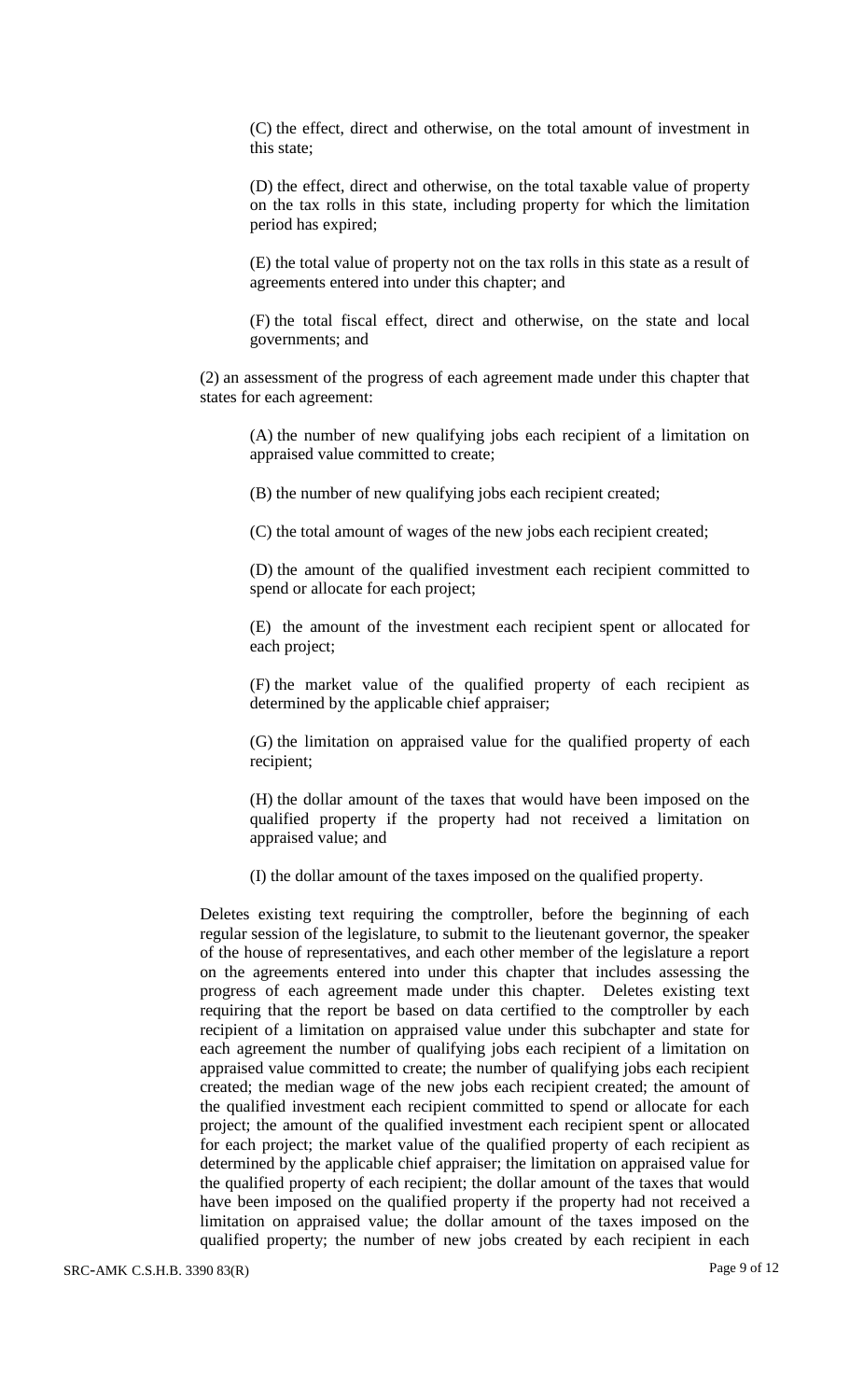(C) the effect, direct and otherwise, on the total amount of investment in this state;

(D) the effect, direct and otherwise, on the total taxable value of property on the tax rolls in this state, including property for which the limitation period has expired;

(E) the total value of property not on the tax rolls in this state as a result of agreements entered into under this chapter; and

(F) the total fiscal effect, direct and otherwise, on the state and local governments; and

(2) an assessment of the progress of each agreement made under this chapter that states for each agreement:

(A) the number of new qualifying jobs each recipient of a limitation on appraised value committed to create;

(B) the number of new qualifying jobs each recipient created;

(C) the total amount of wages of the new jobs each recipient created;

(D) the amount of the qualified investment each recipient committed to spend or allocate for each project;

(E) the amount of the investment each recipient spent or allocated for each project;

(F) the market value of the qualified property of each recipient as determined by the applicable chief appraiser;

(G) the limitation on appraised value for the qualified property of each recipient;

(H) the dollar amount of the taxes that would have been imposed on the qualified property if the property had not received a limitation on appraised value; and

(I) the dollar amount of the taxes imposed on the qualified property.

Deletes existing text requiring the comptroller, before the beginning of each regular session of the legislature, to submit to the lieutenant governor, the speaker of the house of representatives, and each other member of the legislature a report on the agreements entered into under this chapter that includes assessing the progress of each agreement made under this chapter. Deletes existing text requiring that the report be based on data certified to the comptroller by each recipient of a limitation on appraised value under this subchapter and state for each agreement the number of qualifying jobs each recipient of a limitation on appraised value committed to create; the number of qualifying jobs each recipient created; the median wage of the new jobs each recipient created; the amount of the qualified investment each recipient committed to spend or allocate for each project; the amount of the qualified investment each recipient spent or allocated for each project; the market value of the qualified property of each recipient as determined by the applicable chief appraiser; the limitation on appraised value for the qualified property of each recipient; the dollar amount of the taxes that would have been imposed on the qualified property if the property had not received a limitation on appraised value; the dollar amount of the taxes imposed on the qualified property; the number of new jobs created by each recipient in each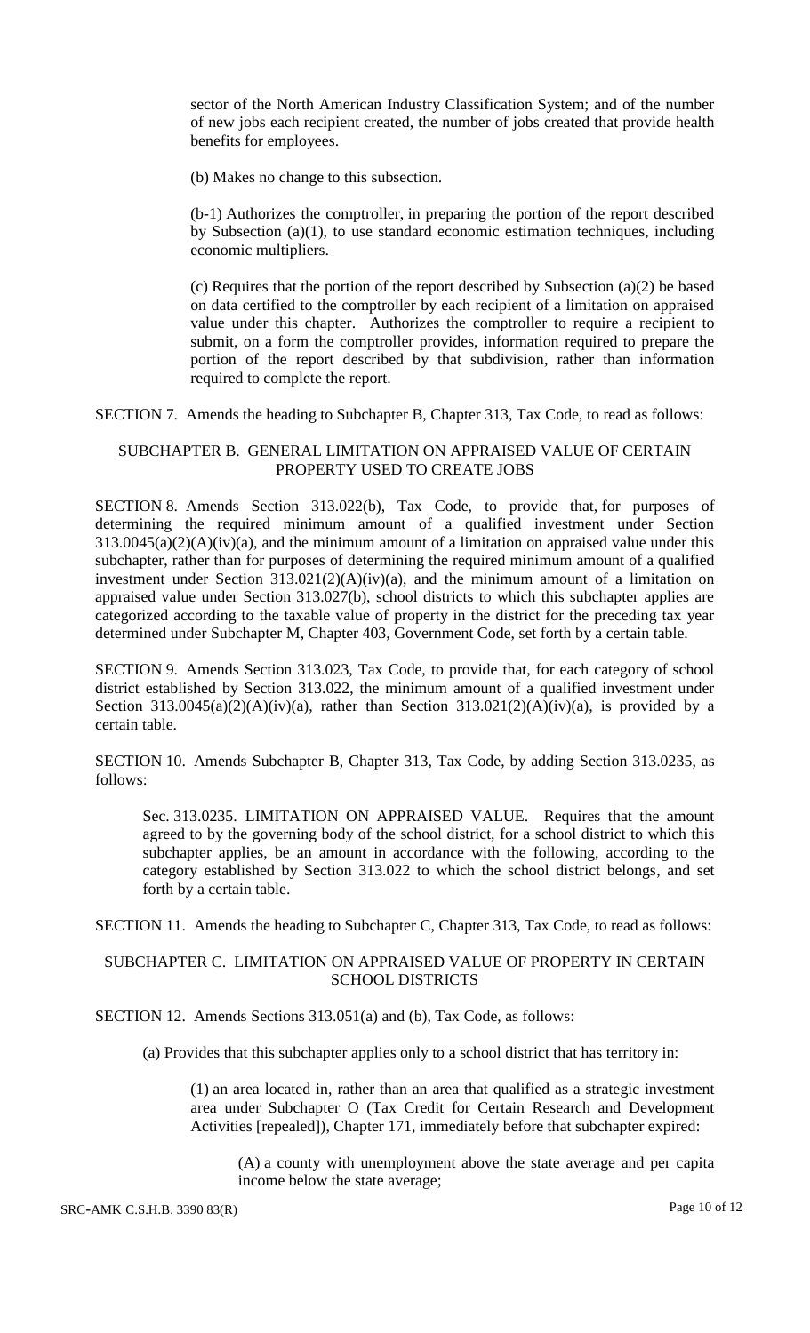sector of the North American Industry Classification System; and of the number of new jobs each recipient created, the number of jobs created that provide health benefits for employees.

(b) Makes no change to this subsection.

(b-1) Authorizes the comptroller, in preparing the portion of the report described by Subsection (a)(1), to use standard economic estimation techniques, including economic multipliers.

(c) Requires that the portion of the report described by Subsection (a)(2) be based on data certified to the comptroller by each recipient of a limitation on appraised value under this chapter. Authorizes the comptroller to require a recipient to submit, on a form the comptroller provides, information required to prepare the portion of the report described by that subdivision, rather than information required to complete the report.

SECTION 7. Amends the heading to Subchapter B, Chapter 313, Tax Code, to read as follows:

SUBCHAPTER B. GENERAL LIMITATION ON APPRAISED VALUE OF CERTAIN PROPERTY USED TO CREATE JOBS

SECTION 8. Amends Section 313.022(b), Tax Code, to provide that, for purposes of determining the required minimum amount of a qualified investment under Section 313.0045(a)(2)(A)(iv)(a), and the minimum amount of a limitation on appraised value under this subchapter, rather than for purposes of determining the required minimum amount of a qualified investment under Section 313.021(2)(A)(iv)(a), and the minimum amount of a limitation on appraised value under Section 313.027(b), school districts to which this subchapter applies are categorized according to the taxable value of property in the district for the preceding tax year determined under Subchapter M, Chapter 403, Government Code, set forth by a certain table.

SECTION 9. Amends Section 313.023, Tax Code, to provide that, for each category of school district established by Section 313.022, the minimum amount of a qualified investment under Section 313.0045(a)(2)(A)(iv)(a), rather than Section 313.021(2)(A)(iv)(a), is provided by a certain table.

SECTION 10. Amends Subchapter B, Chapter 313, Tax Code, by adding Section 313.0235, as follows:

Sec. 313.0235. LIMITATION ON APPRAISED VALUE. Requires that the amount agreed to by the governing body of the school district, for a school district to which this subchapter applies, be an amount in accordance with the following, according to the category established by Section 313.022 to which the school district belongs, and set forth by a certain table.

SECTION 11. Amends the heading to Subchapter C, Chapter 313, Tax Code, to read as follows:

SUBCHAPTER C. LIMITATION ON APPRAISED VALUE OF PROPERTY IN CERTAIN SCHOOL DISTRICTS

SECTION 12. Amends Sections 313.051(a) and (b), Tax Code, as follows:

(a) Provides that this subchapter applies only to a school district that has territory in:

(1) an area located in, rather than an area that qualified as a strategic investment area under Subchapter O (Tax Credit for Certain Research and Development Activities [repealed]), Chapter 171, immediately before that subchapter expired:

(A) a county with unemployment above the state average and per capita income below the state average;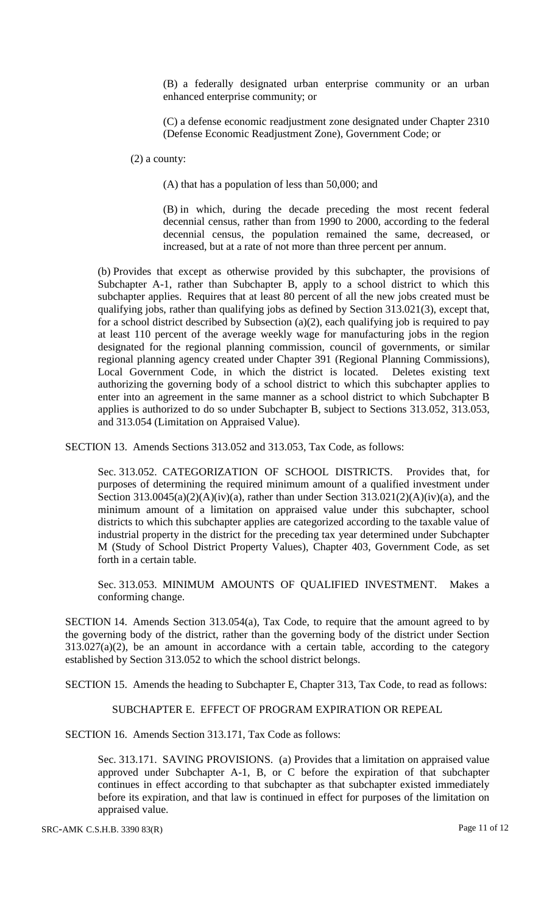(B) a federally designated urban enterprise community or an urban enhanced enterprise community; or

(C) a defense economic readjustment zone designated under Chapter 2310 (Defense Economic Readjustment Zone), Government Code; or

(2) a county:

(A) that has a population of less than 50,000; and

(B) in which, during the decade preceding the most recent federal decennial census, rather than from 1990 to 2000, according to the federal decennial census, the population remained the same, decreased, or increased, but at a rate of not more than three percent per annum.

(b) Provides that except as otherwise provided by this subchapter, the provisions of Subchapter A-1, rather than Subchapter B, apply to a school district to which this subchapter applies. Requires that at least 80 percent of all the new jobs created must be qualifying jobs, rather than qualifying jobs as defined by Section 313.021(3), except that, for a school district described by Subsection (a)(2), each qualifying job is required to pay at least 110 percent of the average weekly wage for manufacturing jobs in the region designated for the regional planning commission, council of governments, or similar regional planning agency created under Chapter 391 (Regional Planning Commissions), Local Government Code, in which the district is located. Deletes existing text authorizing the governing body of a school district to which this subchapter applies to enter into an agreement in the same manner as a school district to which Subchapter B applies is authorized to do so under Subchapter B, subject to Sections 313.052, 313.053, and 313.054 (Limitation on Appraised Value).

SECTION 13. Amends Sections 313.052 and 313.053, Tax Code, as follows:

Sec. 313.052. CATEGORIZATION OF SCHOOL DISTRICTS. Provides that, for purposes of determining the required minimum amount of a qualified investment under Section 313.0045(a)(2)(A)(iv)(a), rather than under Section 313.021(2)(A)(iv)(a), and the minimum amount of a limitation on appraised value under this subchapter, school districts to which this subchapter applies are categorized according to the taxable value of industrial property in the district for the preceding tax year determined under Subchapter M (Study of School District Property Values), Chapter 403, Government Code, as set forth in a certain table.

Sec. 313.053. MINIMUM AMOUNTS OF QUALIFIED INVESTMENT. Makes a conforming change.

SECTION 14. Amends Section 313.054(a), Tax Code, to require that the amount agreed to by the governing body of the district, rather than the governing body of the district under Section 313.027(a)(2), be an amount in accordance with a certain table, according to the category established by Section 313.052 to which the school district belongs.

SECTION 15. Amends the heading to Subchapter E, Chapter 313, Tax Code, to read as follows:

SUBCHAPTER E. EFFECT OF PROGRAM EXPIRATION OR REPEAL

SECTION 16. Amends Section 313.171, Tax Code as follows:

Sec. 313.171. SAVING PROVISIONS. (a) Provides that a limitation on appraised value approved under Subchapter A-1, B, or C before the expiration of that subchapter continues in effect according to that subchapter as that subchapter existed immediately before its expiration, and that law is continued in effect for purposes of the limitation on appraised value.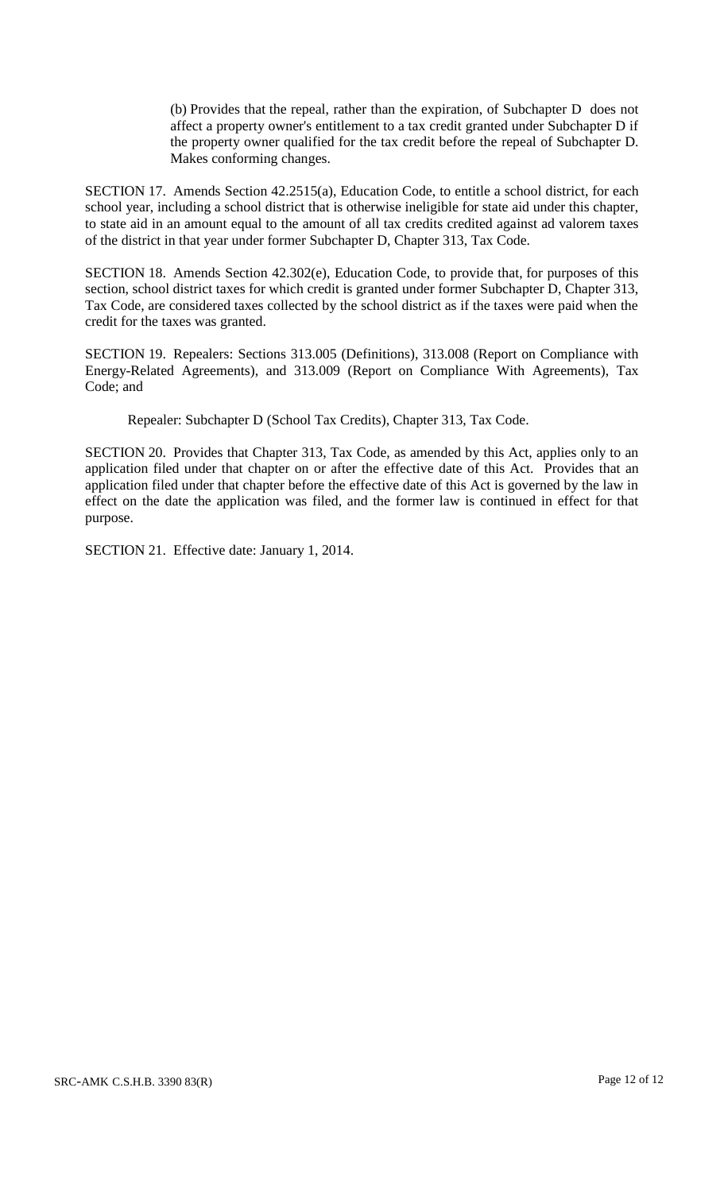(b) Provides that the repeal, rather than the expiration, of Subchapter D does not affect a property owner's entitlement to a tax credit granted under Subchapter D if the property owner qualified for the tax credit before the repeal of Subchapter D. Makes conforming changes.

SECTION 17. Amends Section 42.2515(a), Education Code, to entitle a school district, for each school year, including a school district that is otherwise ineligible for state aid under this chapter, to state aid in an amount equal to the amount of all tax credits credited against ad valorem taxes of the district in that year under former Subchapter D, Chapter 313, Tax Code.

SECTION 18. Amends Section 42.302(e), Education Code, to provide that, for purposes of this section, school district taxes for which credit is granted under former Subchapter D, Chapter 313, Tax Code, are considered taxes collected by the school district as if the taxes were paid when the credit for the taxes was granted.

SECTION 19. Repealers: Sections 313.005 (Definitions), 313.008 (Report on Compliance with Energy-Related Agreements), and 313.009 (Report on Compliance With Agreements), Tax Code; and

Repealer: Subchapter D (School Tax Credits), Chapter 313, Tax Code.

SECTION 20. Provides that Chapter 313, Tax Code, as amended by this Act, applies only to an application filed under that chapter on or after the effective date of this Act. Provides that an application filed under that chapter before the effective date of this Act is governed by the law in effect on the date the application was filed, and the former law is continued in effect for that purpose.

SECTION 21. Effective date: January 1, 2014.